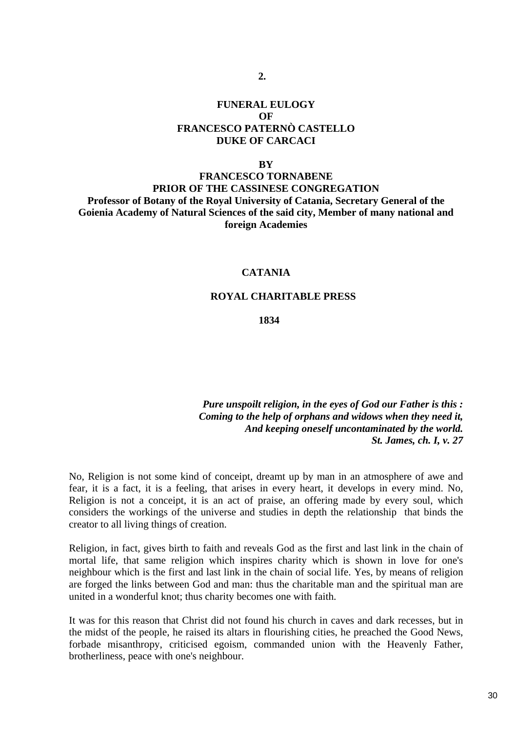**2.**

# FUNERAL EULOGY OF FRANCESCO PATERNÒ CASTELLO DUKE OF CARCACI

**BY**

**FRANCESCO TORNABENE**
**PRIOR OF THE CASSINESE CONGREGATION**
**Professor of Botany of the Royal University of Catania, Secretary General of the Goienia Academy of Natural Sciences of the said city, Member of many national and foreign Academies**

**CATANIA**

**ROYAL CHARITABLE PRESS**

**1834**

> ***Pure unspoilt religion, in the eyes of God our Father is this :***
> ***Coming to the help of orphans and widows when they need it,***
> ***And keeping oneself uncontaminated by the world.***
> ***St. James, ch. I, v. 27***

No, Religion is not some kind of conceipt, dreamt up by man in an atmosphere of awe and fear, it is a fact, it is a feeling, that arises in every heart, it develops in every mind. No, Religion is not a conceipt, it is an act of praise, an offering made by every soul, which considers the workings of the universe and studies in depth the relationship that binds the creator to all living things of creation.

Religion, in fact, gives birth to faith and reveals God as the first and last link in the chain of mortal life, that same religion which inspires charity which is shown in love for one's neighbour which is the first and last link in the chain of social life. Yes, by means of religion are forged the links between God and man: thus the charitable man and the spiritual man are united in a wonderful knot; thus charity becomes one with faith.

It was for this reason that Christ did not found his church in caves and dark recesses, but in the midst of the people, he raised its altars in flourishing cities, he preached the Good News, forbade misanthropy, criticised egoism, commanded union with the Heavenly Father, brotherliness, peace with one's neighbour.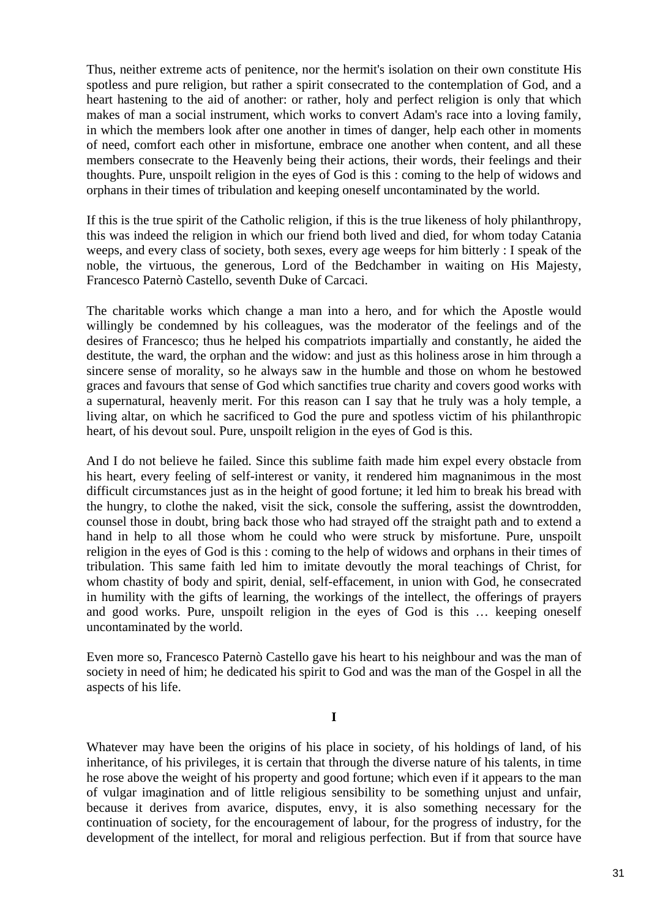Thus, neither extreme acts of penitence, nor the hermit's isolation on their own constitute His spotless and pure religion, but rather a spirit consecrated to the contemplation of God, and a heart hastening to the aid of another: or rather, holy and perfect religion is only that which makes of man a social instrument, which works to convert Adam's race into a loving family, in which the members look after one another in times of danger, help each other in moments of need, comfort each other in misfortune, embrace one another when content, and all these members consecrate to the Heavenly being their actions, their words, their feelings and their thoughts. Pure, unspoilt religion in the eyes of God is this : coming to the help of widows and orphans in their times of tribulation and keeping oneself uncontaminated by the world.

If this is the true spirit of the Catholic religion, if this is the true likeness of holy philanthropy, this was indeed the religion in which our friend both lived and died, for whom today Catania weeps, and every class of society, both sexes, every age weeps for him bitterly : I speak of the noble, the virtuous, the generous, Lord of the Bedchamber in waiting on His Majesty, Francesco Paternò Castello, seventh Duke of Carcaci.

The charitable works which change a man into a hero, and for which the Apostle would willingly be condemned by his colleagues, was the moderator of the feelings and of the desires of Francesco; thus he helped his compatriots impartially and constantly, he aided the destitute, the ward, the orphan and the widow: and just as this holiness arose in him through a sincere sense of morality, so he always saw in the humble and those on whom he bestowed graces and favours that sense of God which sanctifies true charity and covers good works with a supernatural, heavenly merit. For this reason can I say that he truly was a holy temple, a living altar, on which he sacrificed to God the pure and spotless victim of his philanthropic heart, of his devout soul. Pure, unspoilt religion in the eyes of God is this.

And I do not believe he failed. Since this sublime faith made him expel every obstacle from his heart, every feeling of self-interest or vanity, it rendered him magnanimous in the most difficult circumstances just as in the height of good fortune; it led him to break his bread with the hungry, to clothe the naked, visit the sick, console the suffering, assist the downtrodden, counsel those in doubt, bring back those who had strayed off the straight path and to extend a hand in help to all those whom he could who were struck by misfortune. Pure, unspoilt religion in the eyes of God is this : coming to the help of widows and orphans in their times of tribulation. This same faith led him to imitate devoutly the moral teachings of Christ, for whom chastity of body and spirit, denial, self-effacement, in union with God, he consecrated in humility with the gifts of learning, the workings of the intellect, the offerings of prayers and good works. Pure, unspoilt religion in the eyes of God is this … keeping oneself uncontaminated by the world.

Even more so, Francesco Paternò Castello gave his heart to his neighbour and was the man of society in need of him; he dedicated his spirit to God and was the man of the Gospel in all the aspects of his life.

## I

Whatever may have been the origins of his place in society, of his holdings of land, of his inheritance, of his privileges, it is certain that through the diverse nature of his talents, in time he rose above the weight of his property and good fortune; which even if it appears to the man of vulgar imagination and of little religious sensibility to be something unjust and unfair, because it derives from avarice, disputes, envy, it is also something necessary for the continuation of society, for the encouragement of labour, for the progress of industry, for the development of the intellect, for moral and religious perfection. But if from that source have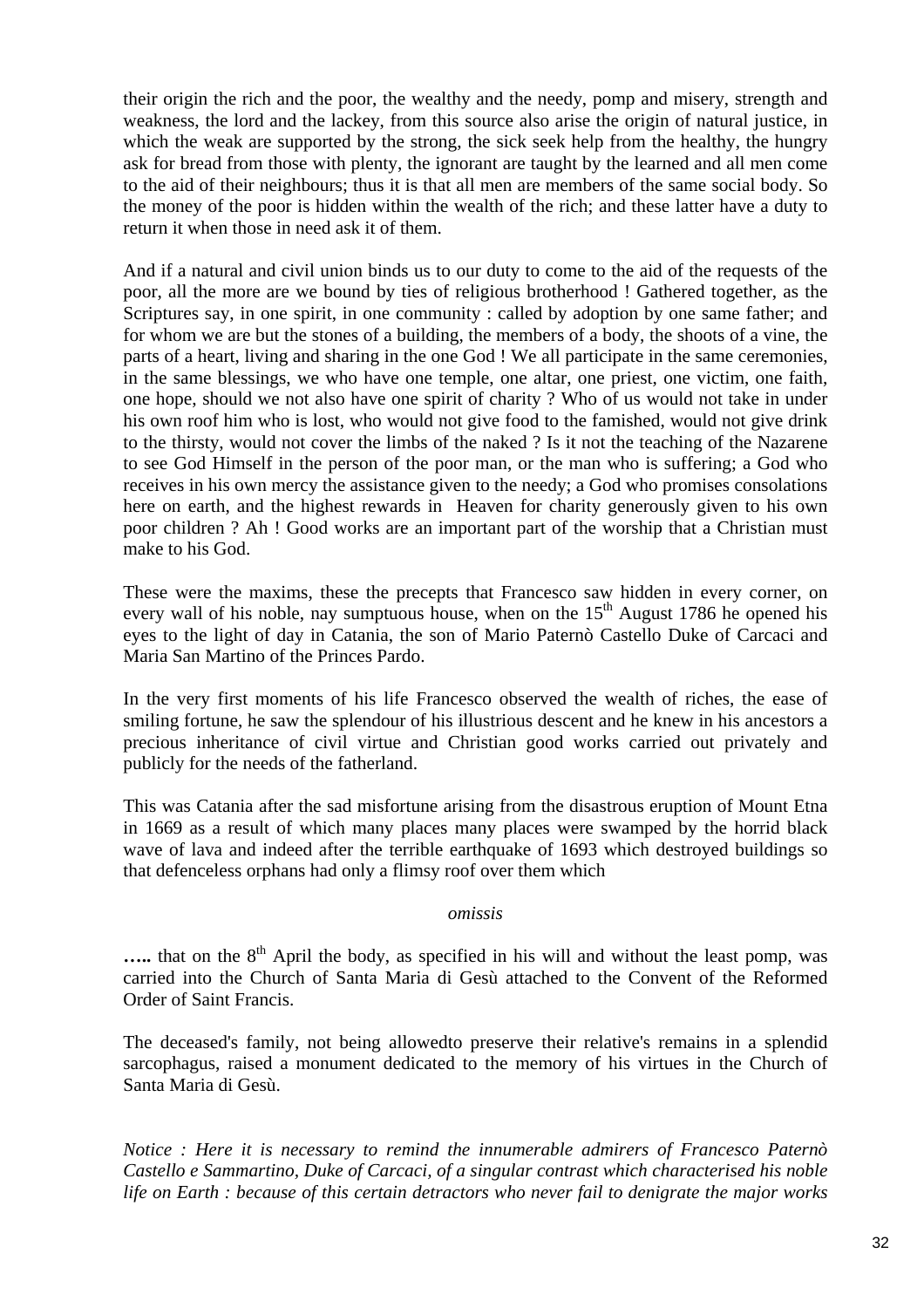their origin the rich and the poor, the wealthy and the needy, pomp and misery, strength and weakness, the lord and the lackey, from this source also arise the origin of natural justice, in which the weak are supported by the strong, the sick seek help from the healthy, the hungry ask for bread from those with plenty, the ignorant are taught by the learned and all men come to the aid of their neighbours; thus it is that all men are members of the same social body. So the money of the poor is hidden within the wealth of the rich; and these latter have a duty to return it when those in need ask it of them.

And if a natural and civil union binds us to our duty to come to the aid of the requests of the poor, all the more are we bound by ties of religious brotherhood ! Gathered together, as the Scriptures say, in one spirit, in one community : called by adoption by one same father; and for whom we are but the stones of a building, the members of a body, the shoots of a vine, the parts of a heart, living and sharing in the one God ! We all participate in the same ceremonies, in the same blessings, we who have one temple, one altar, one priest, one victim, one faith, one hope, should we not also have one spirit of charity ? Who of us would not take in under his own roof him who is lost, who would not give food to the famished, would not give drink to the thirsty, would not cover the limbs of the naked ? Is it not the teaching of the Nazarene to see God Himself in the person of the poor man, or the man who is suffering; a God who receives in his own mercy the assistance given to the needy; a God who promises consolations here on earth, and the highest rewards in Heaven for charity generously given to his own poor children ? Ah ! Good works are an important part of the worship that a Christian must make to his God.

These were the maxims, these the precepts that Francesco saw hidden in every corner, on every wall of his noble, nay sumptuous house, when on the 15th August 1786 he opened his eyes to the light of day in Catania, the son of Mario Paternò Castello Duke of Carcaci and Maria San Martino of the Princes Pardo.

In the very first moments of his life Francesco observed the wealth of riches, the ease of smiling fortune, he saw the splendour of his illustrious descent and he knew in his ancestors a precious inheritance of civil virtue and Christian good works carried out privately and publicly for the needs of the fatherland.

This was Catania after the sad misfortune arising from the disastrous eruption of Mount Etna in 1669 as a result of which many places many places were swamped by the horrid black wave of lava and indeed after the terrible earthquake of 1693 which destroyed buildings so that defenceless orphans had only a flimsy roof over them which

*omissis*

**…..** that on the 8th April the body, as specified in his will and without the least pomp, was carried into the Church of Santa Maria di Gesù attached to the Convent of the Reformed Order of Saint Francis.

The deceased's family, not being allowedto preserve their relative's remains in a splendid sarcophagus, raised a monument dedicated to the memory of his virtues in the Church of Santa Maria di Gesù.

*Notice : Here it is necessary to remind the innumerable admirers of Francesco Paternò Castello e Sammartino, Duke of Carcaci, of a singular contrast which characterised his noble life on Earth : because of this certain detractors who never fail to denigrate the major works*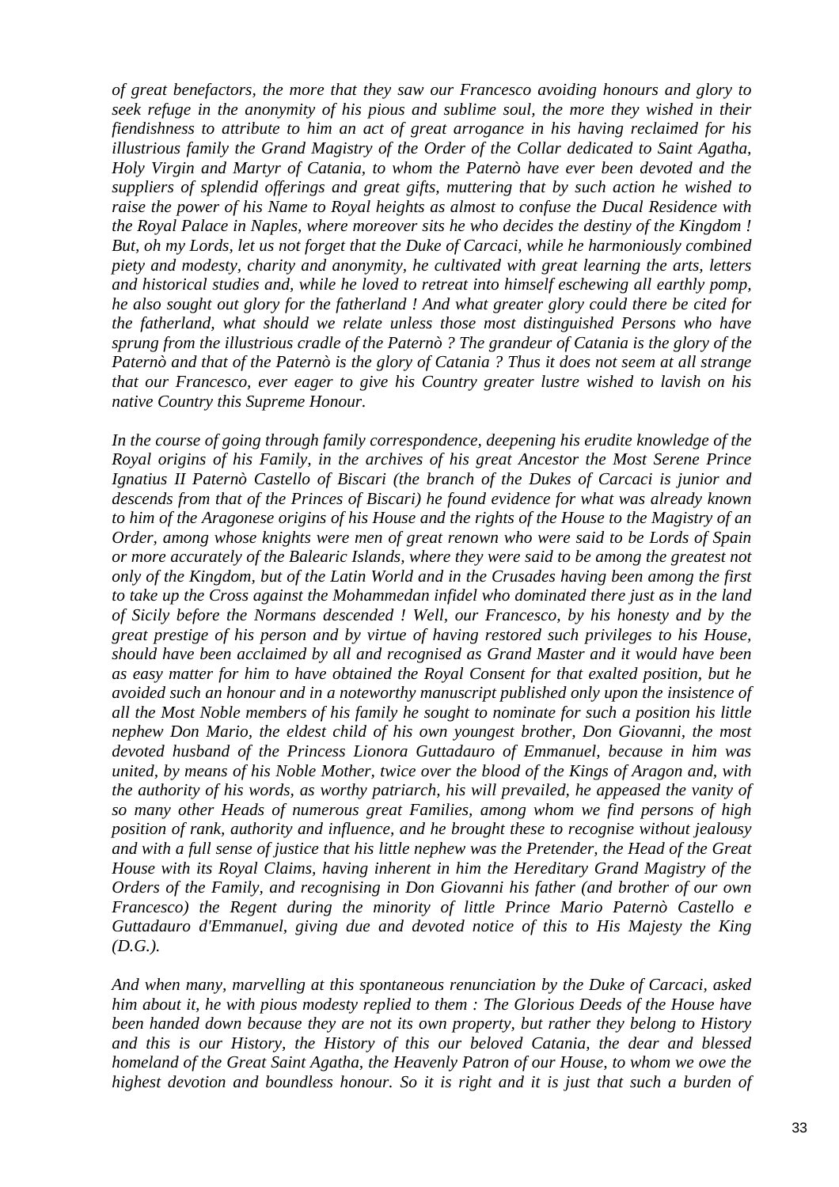*of great benefactors, the more that they saw our Francesco avoiding honours and glory to seek refuge in the anonymity of his pious and sublime soul, the more they wished in their fiendishness to attribute to him an act of great arrogance in his having reclaimed for his illustrious family the Grand Magistry of the Order of the Collar dedicated to Saint Agatha, Holy Virgin and Martyr of Catania, to whom the Paternò have ever been devoted and the suppliers of splendid offerings and great gifts, muttering that by such action he wished to raise the power of his Name to Royal heights as almost to confuse the Ducal Residence with the Royal Palace in Naples, where moreover sits he who decides the destiny of the Kingdom ! But, oh my Lords, let us not forget that the Duke of Carcaci, while he harmoniously combined piety and modesty, charity and anonymity, he cultivated with great learning the arts, letters and historical studies and, while he loved to retreat into himself eschewing all earthly pomp, he also sought out glory for the fatherland ! And what greater glory could there be cited for the fatherland, what should we relate unless those most distinguished Persons who have sprung from the illustrious cradle of the Paternò ? The grandeur of Catania is the glory of the Paternò and that of the Paternò is the glory of Catania ? Thus it does not seem at all strange that our Francesco, ever eager to give his Country greater lustre wished to lavish on his native Country this Supreme Honour.*

*In the course of going through family correspondence, deepening his erudite knowledge of the Royal origins of his Family, in the archives of his great Ancestor the Most Serene Prince Ignatius II Paternò Castello of Biscari (the branch of the Dukes of Carcaci is junior and descends from that of the Princes of Biscari) he found evidence for what was already known to him of the Aragonese origins of his House and the rights of the House to the Magistry of an Order, among whose knights were men of great renown who were said to be Lords of Spain or more accurately of the Balearic Islands, where they were said to be among the greatest not only of the Kingdom, but of the Latin World and in the Crusades having been among the first to take up the Cross against the Mohammedan infidel who dominated there just as in the land of Sicily before the Normans descended ! Well, our Francesco, by his honesty and by the great prestige of his person and by virtue of having restored such privileges to his House, should have been acclaimed by all and recognised as Grand Master and it would have been as easy matter for him to have obtained the Royal Consent for that exalted position, but he avoided such an honour and in a noteworthy manuscript published only upon the insistence of all the Most Noble members of his family he sought to nominate for such a position his little nephew Don Mario, the eldest child of his own youngest brother, Don Giovanni, the most devoted husband of the Princess Lionora Guttadauro of Emmanuel, because in him was united, by means of his Noble Mother, twice over the blood of the Kings of Aragon and, with the authority of his words, as worthy patriarch, his will prevailed, he appeased the vanity of so many other Heads of numerous great Families, among whom we find persons of high position of rank, authority and influence, and he brought these to recognise without jealousy and with a full sense of justice that his little nephew was the Pretender, the Head of the Great House with its Royal Claims, having inherent in him the Hereditary Grand Magistry of the Orders of the Family, and recognising in Don Giovanni his father (and brother of our own Francesco) the Regent during the minority of little Prince Mario Paternò Castello e Guttadauro d'Emmanuel, giving due and devoted notice of this to His Majesty the King (D.G.).*

*And when many, marvelling at this spontaneous renunciation by the Duke of Carcaci, asked him about it, he with pious modesty replied to them : The Glorious Deeds of the House have been handed down because they are not its own property, but rather they belong to History and this is our History, the History of this our beloved Catania, the dear and blessed homeland of the Great Saint Agatha, the Heavenly Patron of our House, to whom we owe the highest devotion and boundless honour. So it is right and it is just that such a burden of*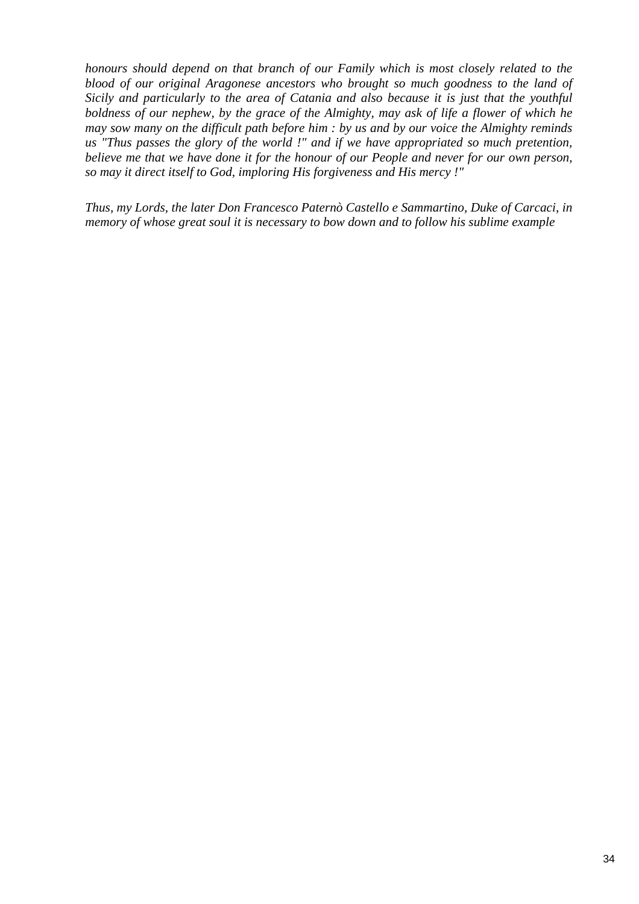*honours should depend on that branch of our Family which is most closely related to the blood of our original Aragonese ancestors who brought so much goodness to the land of Sicily and particularly to the area of Catania and also because it is just that the youthful boldness of our nephew, by the grace of the Almighty, may ask of life a flower of which he may sow many on the difficult path before him : by us and by our voice the Almighty reminds us "Thus passes the glory of the world !" and if we have appropriated so much pretention, believe me that we have done it for the honour of our People and never for our own person, so may it direct itself to God, imploring His forgiveness and His mercy !"*

*Thus, my Lords, the later Don Francesco Paternò Castello e Sammartino, Duke of Carcaci, in memory of whose great soul it is necessary to bow down and to follow his sublime example*